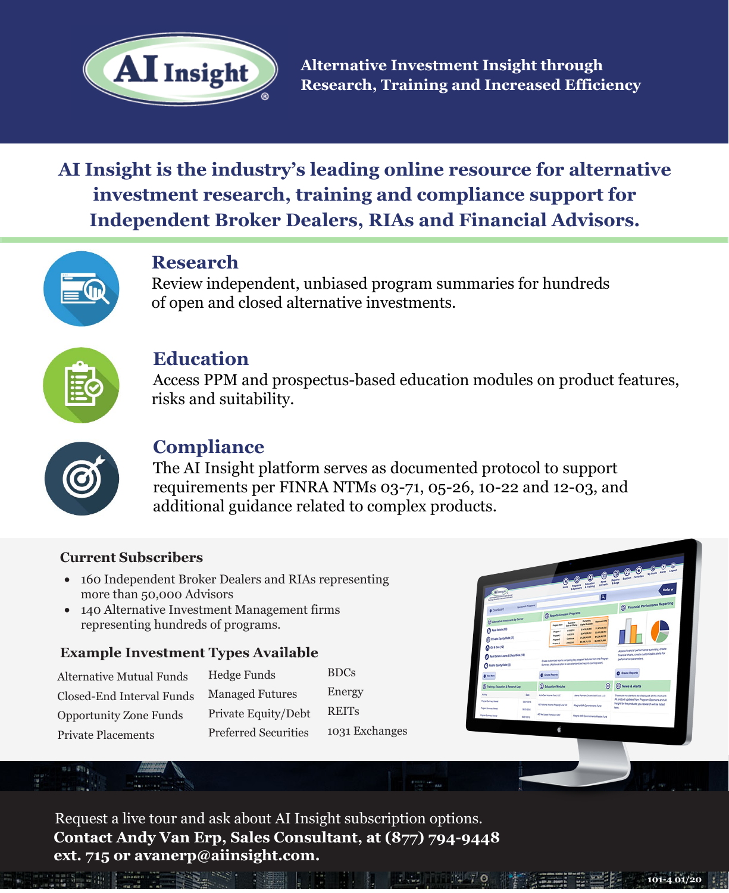# AI Insight

**Alternative Investment Insight through Research, Training and Increased Efficiency**

## AI Insight is the industry's leading online resource for alternative investment research, training and compliance support for Independent Broker Dealers, RIAs and Financial Advisors.

### Research

Review independent, unbiased program summaries for hundreds of open and closed alternative investments.

### Education

Access PPM and prospectus-based education modules on product features, risks and suitability.

### Compliance

The AI Insight platform serves as documented protocol to support requirements per FINRA NTMs 03-71, 05-26, 10-22 and 12-03, and additional guidance related to complex products.

### Current Subscribers

- 160 Independent Broker Dealers and RIAs representing more than 50,000 Advisors
- 140 Alternative Investment Management firms representing hundreds of programs.

### Example Investment Types Available

| | | |
|---|---|---|
| Alternative Mutual Funds | Hedge Funds | BDCs |
| Closed-End Interval Funds | Managed Futures | Energy |
| Opportunity Zone Funds | Private Equity/Debt | REITs |
| Private Placements | Preferred Securities | 1031 Exchanges |

Request a live tour and ask about AI Insight subscription options.
**Contact Andy Van Erp, Sales Consultant, at (877) 794-9448 ext. 715 or avanerp@aiinsight.com.**

101-4 01/20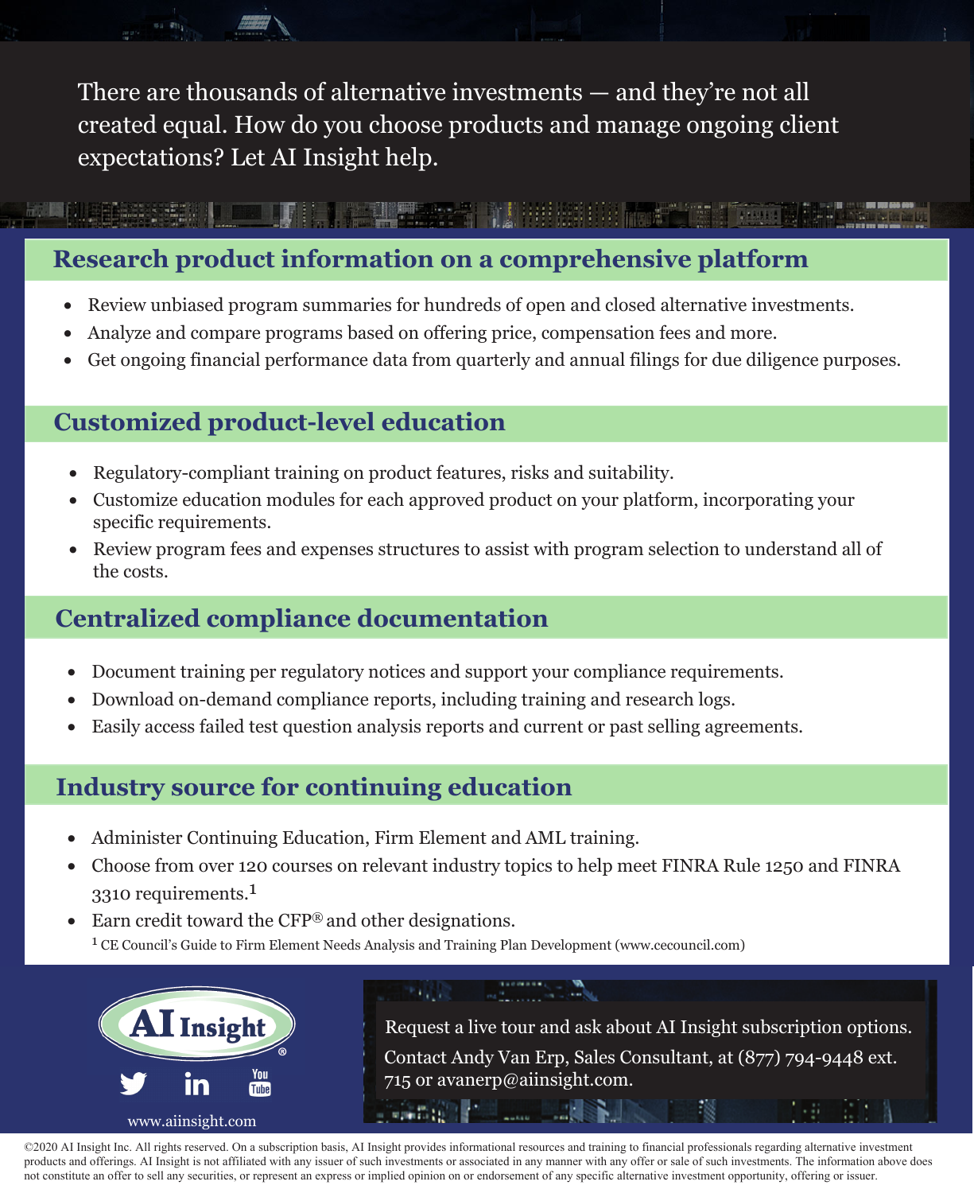There are thousands of alternative investments — and they're not all created equal. How do you choose products and manage ongoing client expectations? Let AI Insight help.

## Research product information on a comprehensive platform

- Review unbiased program summaries for hundreds of open and closed alternative investments.
- Analyze and compare programs based on offering price, compensation fees and more.
- Get ongoing financial performance data from quarterly and annual filings for due diligence purposes.

## Customized product-level education

- Regulatory-compliant training on product features, risks and suitability.
- Customize education modules for each approved product on your platform, incorporating your specific requirements.
- Review program fees and expenses structures to assist with program selection to understand all of the costs.

## Centralized compliance documentation

- Document training per regulatory notices and support your compliance requirements.
- Download on-demand compliance reports, including training and research logs.
- Easily access failed test question analysis reports and current or past selling agreements.

## Industry source for continuing education

- Administer Continuing Education, Firm Element and AML training.
- Choose from over 120 courses on relevant industry topics to help meet FINRA Rule 1250 and FINRA 3310 requirements.[1]
- Earn credit toward the CFP® and other designations.

[1] CE Council's Guide to Firm Element Needs Analysis and Training Plan Development (www.cecouncil.com)

AI Insight®

www.aiinsight.com

Request a live tour and ask about AI Insight subscription options.

Contact Andy Van Erp, Sales Consultant, at (877) 794-9448 ext. 715 or avanerp@aiinsight.com.

©2020 AI Insight Inc. All rights reserved. On a subscription basis, AI Insight provides informational resources and training to financial professionals regarding alternative investment products and offerings. AI Insight is not affiliated with any issuer of such investments or associated in any manner with any offer or sale of such investments. The information above does not constitute an offer to sell any securities, or represent an express or implied opinion on or endorsement of any specific alternative investment opportunity, offering or issuer.